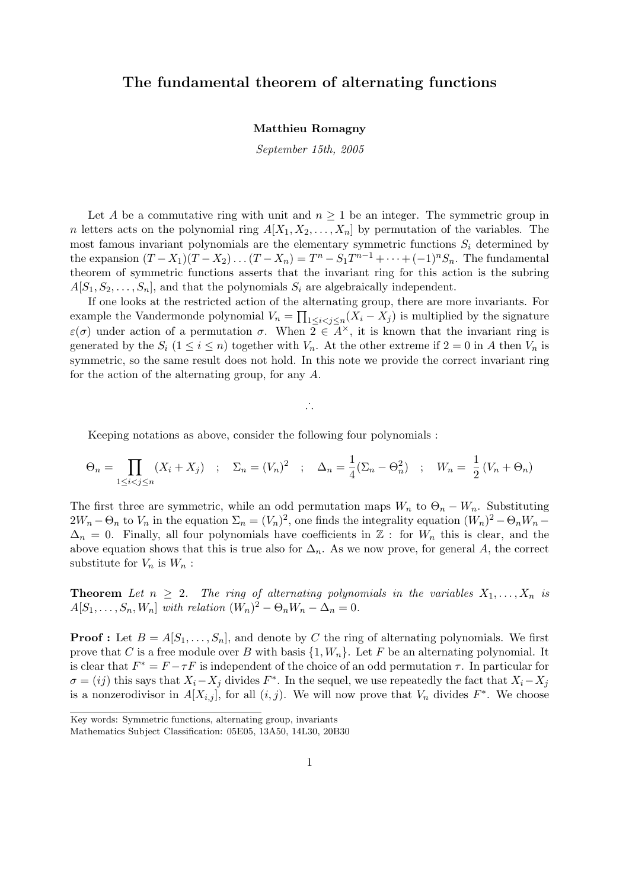# The fundamental theorem of alternating functions

**Matthieu Romagny**

*September 15th, 2005*

Let $A$ be a commutative ring with unit and $n \geq 1$ be an integer. The symmetric group in $n$ letters acts on the polynomial ring $A[X_1, X_2, \ldots, X_n]$ by permutation of the variables. The most famous invariant polynomials are the elementary symmetric functions $S_i$ determined by the expansion $(T - X_1)(T - X_2)\ldots(T - X_n) = T^n - S_1T^{n-1} + \cdots + (-1)^n S_n$. The fundamental theorem of symmetric functions asserts that the invariant ring for this action is the subring $A[S_1, S_2, \ldots, S_n]$, and that the polynomials $S_i$ are algebraically independent.

If one looks at the restricted action of the alternating group, there are more invariants. For example the Vandermonde polynomial $V_n = \prod_{1 \leq i < j \leq n}(X_i - X_j)$ is multiplied by the signature $\varepsilon(\sigma)$ under action of a permutation $\sigma$. When $2 \in A^\times$, it is known that the invariant ring is generated by the $S_i$ $(1 \leq i \leq n)$ together with $V_n$. At the other extreme if $2 = 0$ in $A$ then $V_n$ is symmetric, so the same result does not hold. In this note we provide the correct invariant ring for the action of the alternating group, for any $A$.

$\therefore$

Keeping notations as above, consider the following four polynomials :

$$\Theta_n = \prod_{1 \leq i < j \leq n}(X_i + X_j) \quad ; \quad \Sigma_n = (V_n)^2 \quad ; \quad \Delta_n = \frac{1}{4}(\Sigma_n - \Theta_n^2) \quad ; \quad W_n = \frac{1}{2}(V_n + \Theta_n)$$

The first three are symmetric, while an odd permutation maps $W_n$ to $\Theta_n - W_n$. Substituting $2W_n - \Theta_n$ to $V_n$ in the equation $\Sigma_n = (V_n)^2$, one finds the integrality equation $(W_n)^2 - \Theta_n W_n - \Delta_n = 0$. Finally, all four polynomials have coefficients in $\mathbb{Z}$ : for $W_n$ this is clear, and the above equation shows that this is true also for $\Delta_n$. As we now prove, for general $A$, the correct substitute for $V_n$ is $W_n$ :

**Theorem** *Let $n \geq 2$. The ring of alternating polynomials in the variables $X_1, \ldots, X_n$ is $A[S_1, \ldots, S_n, W_n]$ with relation $(W_n)^2 - \Theta_n W_n - \Delta_n = 0$.*

**Proof :** Let $B = A[S_1, \ldots, S_n]$, and denote by $C$ the ring of alternating polynomials. We first prove that $C$ is a free module over $B$ with basis $\{1, W_n\}$. Let $F$ be an alternating polynomial. It is clear that $F^* = F - \tau F$ is independent of the choice of an odd permutation $\tau$. In particular for $\sigma = (ij)$ this says that $X_i - X_j$ divides $F^*$. In the sequel, we use repeatedly the fact that $X_i - X_j$ is a nonzerodivisor in $A[X_{i,j}]$, for all $(i, j)$. We will now prove that $V_n$ divides $F^*$. We choose

Key words: Symmetric functions, alternating group, invariants
Mathematics Subject Classification: 05E05, 13A50, 14L30, 20B30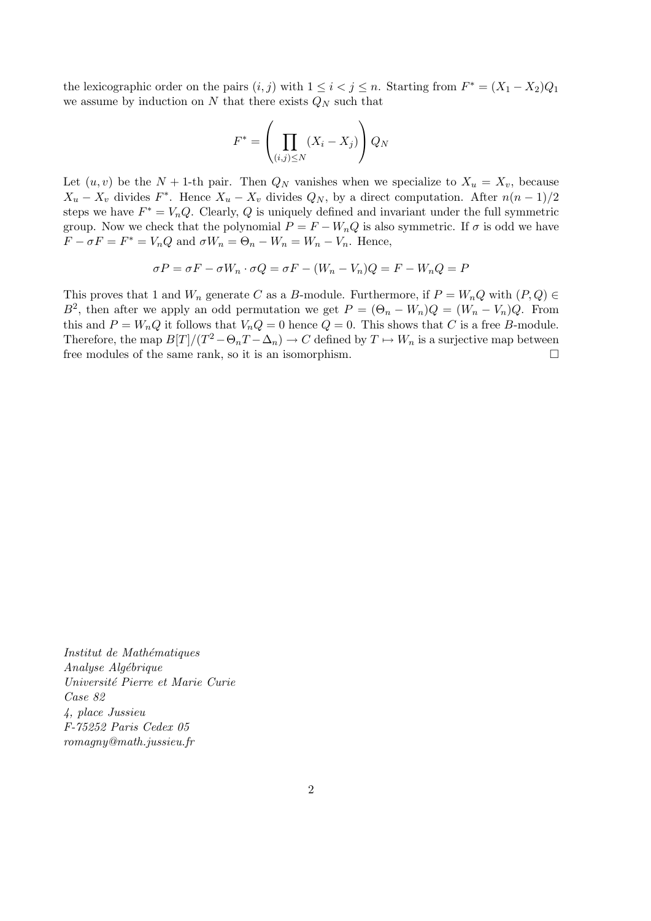the lexicographic order on the pairs $(i, j)$ with $1 \leq i < j \leq n$. Starting from $F^* = (X_1 - X_2)Q_1$ we assume by induction on $N$ that there exists $Q_N$ such that

$$F^* = \left( \prod_{(i,j) \leq N} (X_i - X_j) \right) Q_N$$

Let $(u, v)$ be the $N+1$-th pair. Then $Q_N$ vanishes when we specialize to $X_u = X_v$, because $X_u - X_v$ divides $F^*$. Hence $X_u - X_v$ divides $Q_N$, by a direct computation. After $n(n-1)/2$ steps we have $F^* = V_n Q$. Clearly, $Q$ is uniquely defined and invariant under the full symmetric group. Now we check that the polynomial $P = F - W_n Q$ is also symmetric. If $\sigma$ is odd we have $F - \sigma F = F^* = V_n Q$ and $\sigma W_n = \Theta_n - W_n = W_n - V_n$. Hence,

$$\sigma P = \sigma F - \sigma W_n \cdot \sigma Q = \sigma F - (W_n - V_n)Q = F - W_n Q = P$$

This proves that 1 and $W_n$ generate $C$ as a $B$-module. Furthermore, if $P = W_n Q$ with $(P, Q) \in B^2$, then after we apply an odd permutation we get $P = (\Theta_n - W_n)Q = (W_n - V_n)Q$. From this and $P = W_n Q$ it follows that $V_n Q = 0$ hence $Q = 0$. This shows that $C$ is a free $B$-module. Therefore, the map $B[T]/(T^2 - \Theta_n T - \Delta_n) \to C$ defined by $T \mapsto W_n$ is a surjective map between free modules of the same rank, so it is an isomorphism. $\square$

*Institut de Mathématiques*
*Analyse Algébrique*
*Université Pierre et Marie Curie*
*Case 82*
*4, place Jussieu*
*F-75252 Paris Cedex 05*
*romagny@math.jussieu.fr*